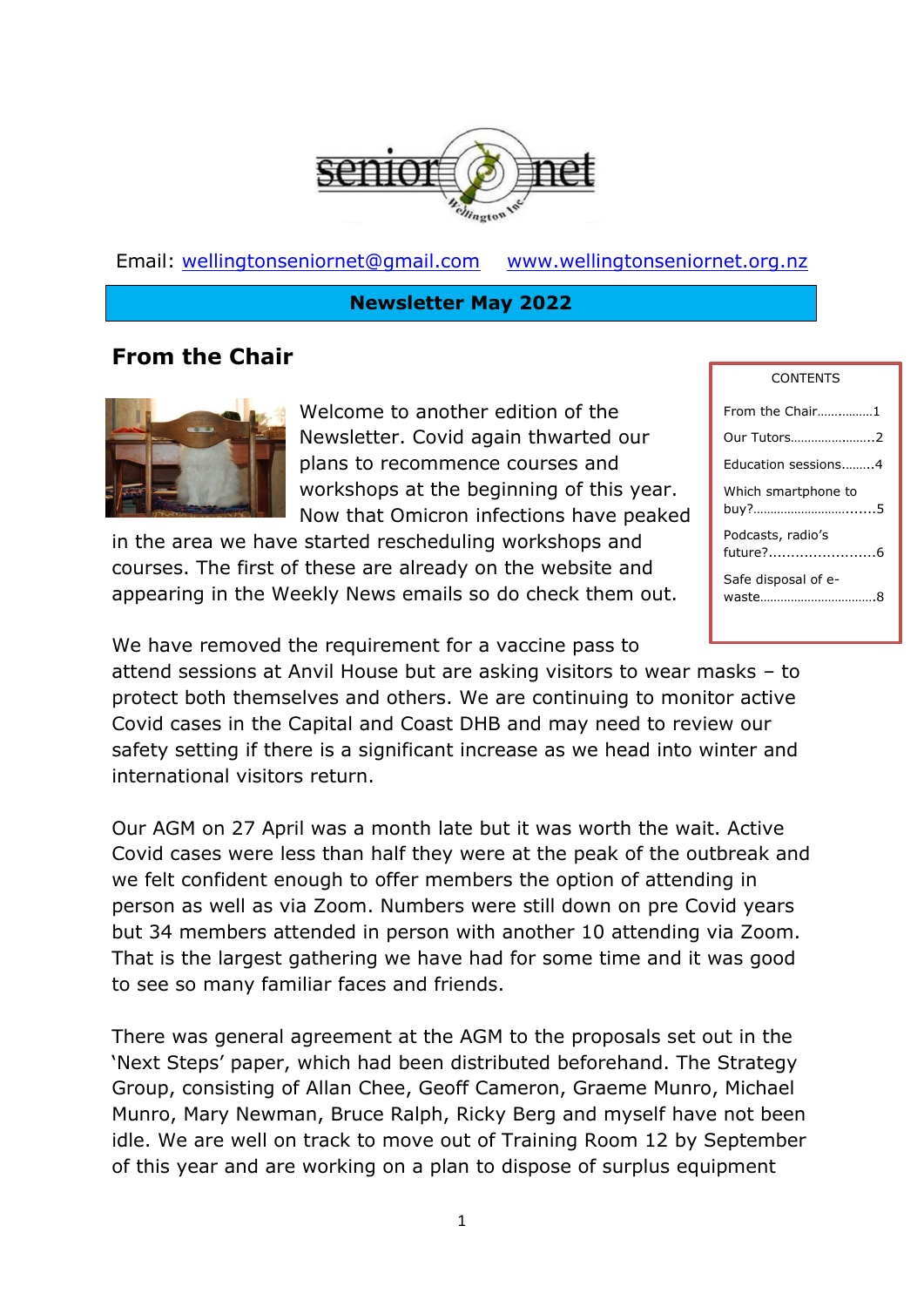Email: wellingtonseniornet@gmail.com     www.wellingtonseniornet.org.nz

**Newsletter May 2022**

## From the Chair

| CONTENTS | |
|---|---|
| From the Chair | 1 |
| Our Tutors | 2 |
| Education sessions | 4 |
| Which smartphone to buy? | 5 |
| Podcasts, radio's future? | 6 |
| Safe disposal of e-waste | 8 |

Welcome to another edition of the Newsletter. Covid again thwarted our plans to recommence courses and workshops at the beginning of this year. Now that Omicron infections have peaked in the area we have started rescheduling workshops and courses. The first of these are already on the website and appearing in the Weekly News emails so do check them out.

We have removed the requirement for a vaccine pass to attend sessions at Anvil House but are asking visitors to wear masks – to protect both themselves and others. We are continuing to monitor active Covid cases in the Capital and Coast DHB and may need to review our safety setting if there is a significant increase as we head into winter and international visitors return.

Our AGM on 27 April was a month late but it was worth the wait. Active Covid cases were less than half they were at the peak of the outbreak and we felt confident enough to offer members the option of attending in person as well as via Zoom. Numbers were still down on pre Covid years but 34 members attended in person with another 10 attending via Zoom. That is the largest gathering we have had for some time and it was good to see so many familiar faces and friends.

There was general agreement at the AGM to the proposals set out in the 'Next Steps' paper, which had been distributed beforehand. The Strategy Group, consisting of Allan Chee, Geoff Cameron, Graeme Munro, Michael Munro, Mary Newman, Bruce Ralph, Ricky Berg and myself have not been idle. We are well on track to move out of Training Room 12 by September of this year and are working on a plan to dispose of surplus equipment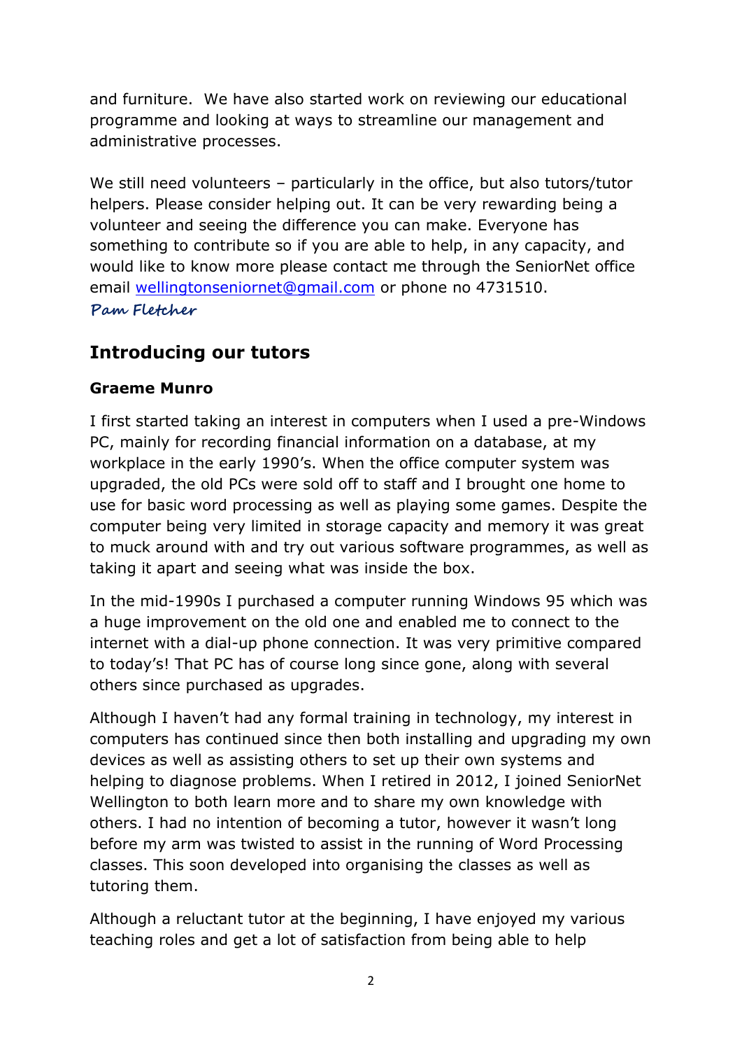and furniture.  We have also started work on reviewing our educational programme and looking at ways to streamline our management and administrative processes.

We still need volunteers – particularly in the office, but also tutors/tutor helpers. Please consider helping out. It can be very rewarding being a volunteer and seeing the difference you can make. Everyone has something to contribute so if you are able to help, in any capacity, and would like to know more please contact me through the SeniorNet office email [wellingtonseniornet@gmail.com](mailto:wellingtonseniornet@gmail.com) or phone no 4731510.

***Pam Fletcher***

## Introducing our tutors

### Graeme Munro

I first started taking an interest in computers when I used a pre-Windows PC, mainly for recording financial information on a database, at my workplace in the early 1990's. When the office computer system was upgraded, the old PCs were sold off to staff and I brought one home to use for basic word processing as well as playing some games. Despite the computer being very limited in storage capacity and memory it was great to muck around with and try out various software programmes, as well as taking it apart and seeing what was inside the box.

In the mid-1990s I purchased a computer running Windows 95 which was a huge improvement on the old one and enabled me to connect to the internet with a dial-up phone connection. It was very primitive compared to today's! That PC has of course long since gone, along with several others since purchased as upgrades.

Although I haven't had any formal training in technology, my interest in computers has continued since then both installing and upgrading my own devices as well as assisting others to set up their own systems and helping to diagnose problems. When I retired in 2012, I joined SeniorNet Wellington to both learn more and to share my own knowledge with others. I had no intention of becoming a tutor, however it wasn't long before my arm was twisted to assist in the running of Word Processing classes. This soon developed into organising the classes as well as tutoring them.

Although a reluctant tutor at the beginning, I have enjoyed my various teaching roles and get a lot of satisfaction from being able to help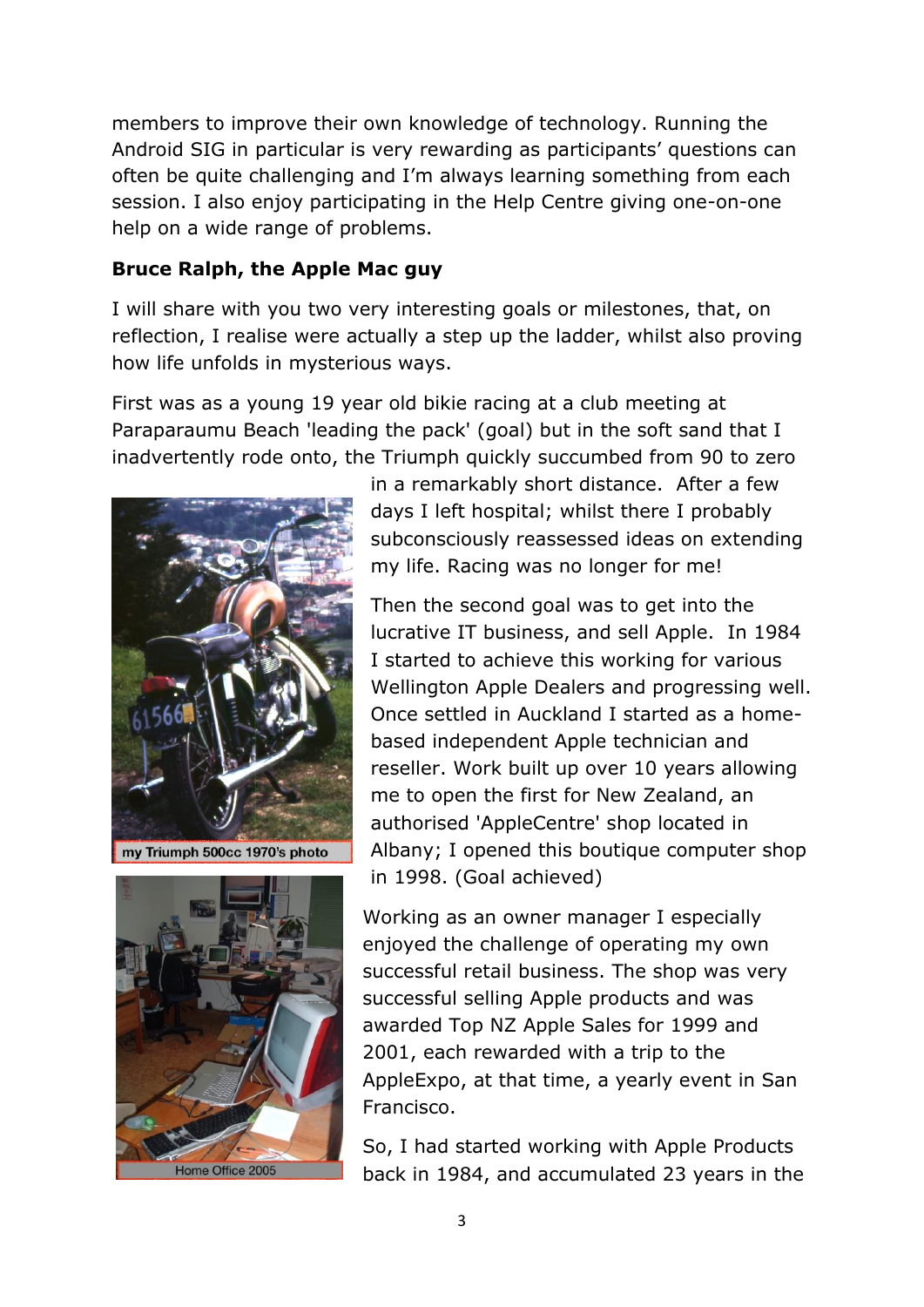members to improve their own knowledge of technology. Running the Android SIG in particular is very rewarding as participants' questions can often be quite challenging and I'm always learning something from each session. I also enjoy participating in the Help Centre giving one-on-one help on a wide range of problems.

**Bruce Ralph, the Apple Mac guy**

I will share with you two very interesting goals or milestones, that, on reflection, I realise were actually a step up the ladder, whilst also proving how life unfolds in mysterious ways.

First was as a young 19 year old bikie racing at a club meeting at Paraparaumu Beach 'leading the pack' (goal) but in the soft sand that I inadvertently rode onto, the Triumph quickly succumbed from 90 to zero in a remarkably short distance. After a few days I left hospital; whilst there I probably subconsciously reassessed ideas on extending my life. Racing was no longer for me!

my Triumph 500cc 1970's photo

Then the second goal was to get into the lucrative IT business, and sell Apple. In 1984 I started to achieve this working for various Wellington Apple Dealers and progressing well. Once settled in Auckland I started as a home-based independent Apple technician and reseller. Work built up over 10 years allowing me to open the first for New Zealand, an authorised 'AppleCentre' shop located in Albany; I opened this boutique computer shop in 1998. (Goal achieved)

Home Office 2005

Working as an owner manager I especially enjoyed the challenge of operating my own successful retail business. The shop was very successful selling Apple products and was awarded Top NZ Apple Sales for 1999 and 2001, each rewarded with a trip to the AppleExpo, at that time, a yearly event in San Francisco.

So, I had started working with Apple Products back in 1984, and accumulated 23 years in the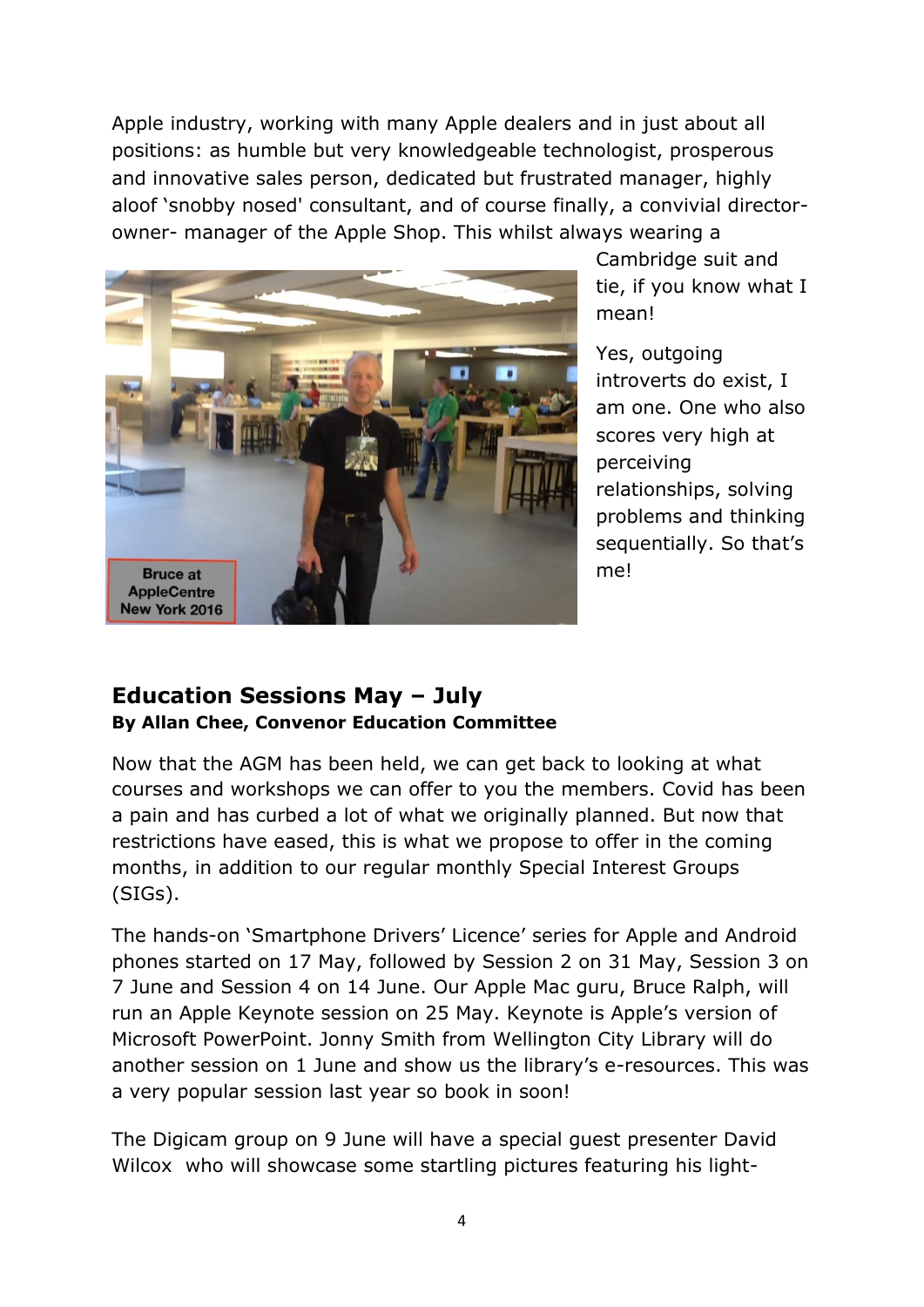Apple industry, working with many Apple dealers and in just about all positions: as humble but very knowledgeable technologist, prosperous and innovative sales person, dedicated but frustrated manager, highly aloof 'snobby nosed' consultant, and of course finally, a convivial director-owner- manager of the Apple Shop. This whilst always wearing a Cambridge suit and tie, if you know what I mean!

Bruce at AppleCentre New York 2016

Yes, outgoing introverts do exist, I am one. One who also scores very high at perceiving relationships, solving problems and thinking sequentially. So that's me!

## Education Sessions May – July

**By Allan Chee, Convenor Education Committee**

Now that the AGM has been held, we can get back to looking at what courses and workshops we can offer to you the members. Covid has been a pain and has curbed a lot of what we originally planned. But now that restrictions have eased, this is what we propose to offer in the coming months, in addition to our regular monthly Special Interest Groups (SIGs).

The hands-on 'Smartphone Drivers' Licence' series for Apple and Android phones started on 17 May, followed by Session 2 on 31 May, Session 3 on 7 June and Session 4 on 14 June. Our Apple Mac guru, Bruce Ralph, will run an Apple Keynote session on 25 May. Keynote is Apple's version of Microsoft PowerPoint. Jonny Smith from Wellington City Library will do another session on 1 June and show us the library's e-resources. This was a very popular session last year so book in soon!

The Digicam group on 9 June will have a special guest presenter David Wilcox who will showcase some startling pictures featuring his light-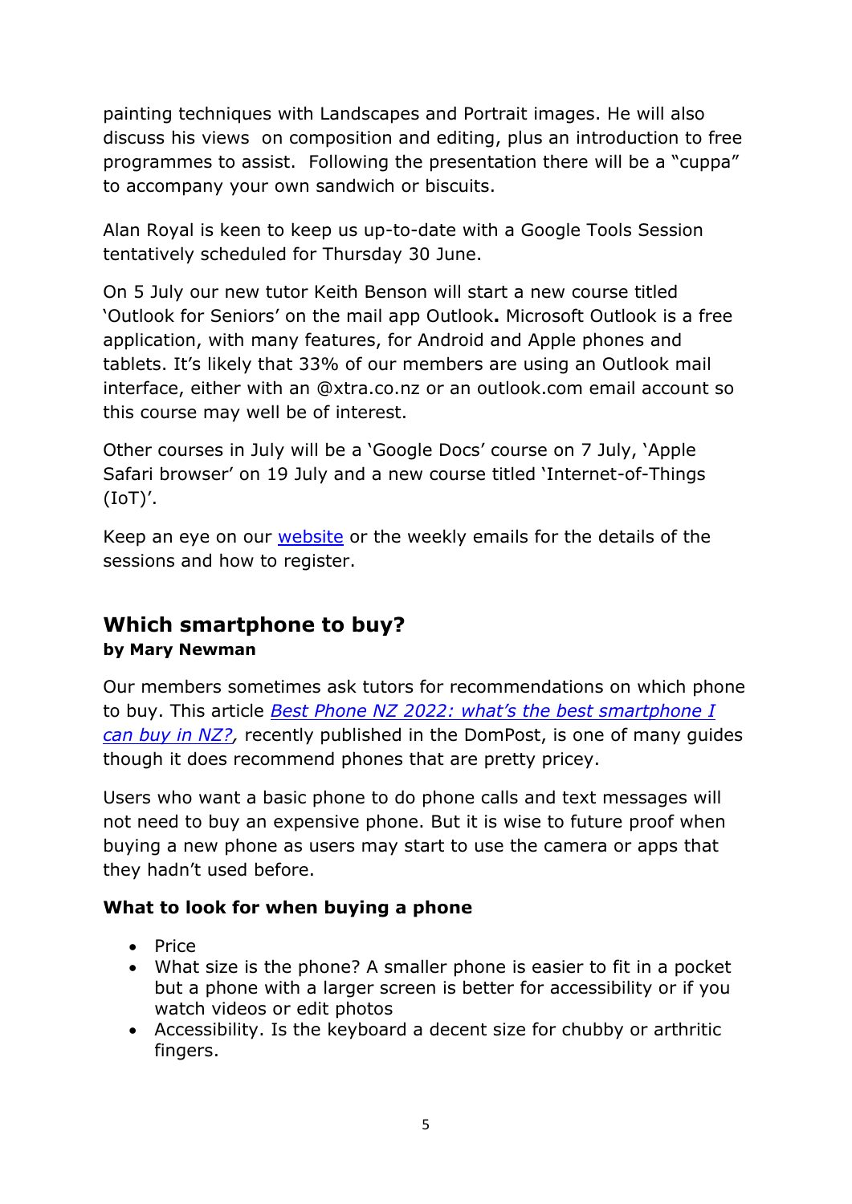painting techniques with Landscapes and Portrait images. He will also discuss his views on composition and editing, plus an introduction to free programmes to assist. Following the presentation there will be a "cuppa" to accompany your own sandwich or biscuits.

Alan Royal is keen to keep us up-to-date with a Google Tools Session tentatively scheduled for Thursday 30 June.

On 5 July our new tutor Keith Benson will start a new course titled 'Outlook for Seniors' on the mail app Outlook**.** Microsoft Outlook is a free application, with many features, for Android and Apple phones and tablets. It's likely that 33% of our members are using an Outlook mail interface, either with an @xtra.co.nz or an outlook.com email account so this course may well be of interest.

Other courses in July will be a 'Google Docs' course on 7 July, 'Apple Safari browser' on 19 July and a new course titled 'Internet-of-Things (IoT)'.

Keep an eye on our website or the weekly emails for the details of the sessions and how to register.

## Which smartphone to buy?

**by Mary Newman**

Our members sometimes ask tutors for recommendations on which phone to buy. This article *Best Phone NZ 2022: what's the best smartphone I can buy in NZ?,* recently published in the DomPost, is one of many guides though it does recommend phones that are pretty pricey.

Users who want a basic phone to do phone calls and text messages will not need to buy an expensive phone. But it is wise to future proof when buying a new phone as users may start to use the camera or apps that they hadn't used before.

### What to look for when buying a phone

- Price
- What size is the phone? A smaller phone is easier to fit in a pocket but a phone with a larger screen is better for accessibility or if you watch videos or edit photos
- Accessibility. Is the keyboard a decent size for chubby or arthritic fingers.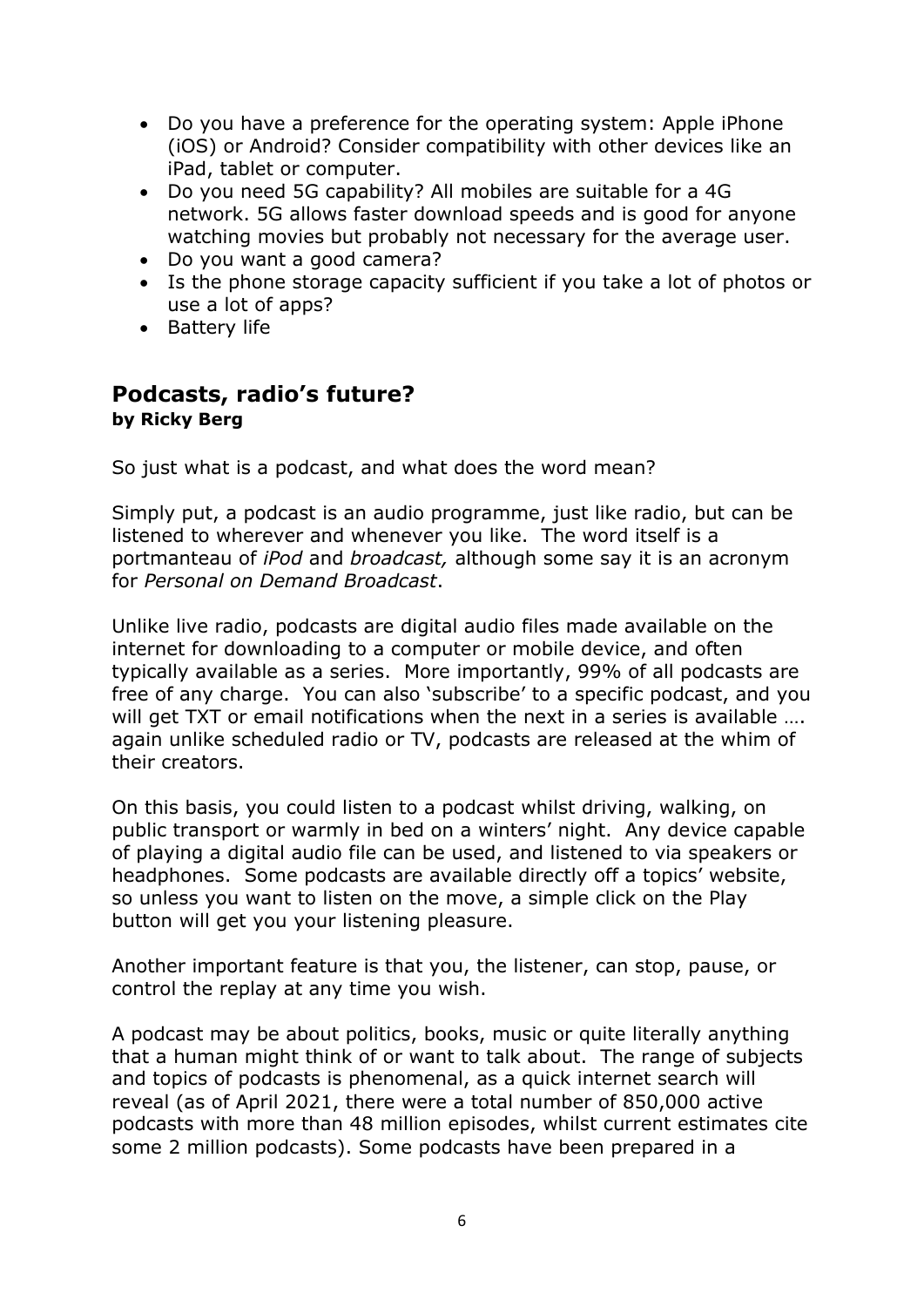- Do you have a preference for the operating system: Apple iPhone (iOS) or Android? Consider compatibility with other devices like an iPad, tablet or computer.
- Do you need 5G capability? All mobiles are suitable for a 4G network. 5G allows faster download speeds and is good for anyone watching movies but probably not necessary for the average user.
- Do you want a good camera?
- Is the phone storage capacity sufficient if you take a lot of photos or use a lot of apps?
- Battery life

## Podcasts, radio's future?

**by Ricky Berg**

So just what is a podcast, and what does the word mean?

Simply put, a podcast is an audio programme, just like radio, but can be listened to wherever and whenever you like. The word itself is a portmanteau of *iPod* and *broadcast,* although some say it is an acronym for *Personal on Demand Broadcast*.

Unlike live radio, podcasts are digital audio files made available on the internet for downloading to a computer or mobile device, and often typically available as a series. More importantly, 99% of all podcasts are free of any charge. You can also 'subscribe' to a specific podcast, and you will get TXT or email notifications when the next in a series is available …. again unlike scheduled radio or TV, podcasts are released at the whim of their creators.

On this basis, you could listen to a podcast whilst driving, walking, on public transport or warmly in bed on a winters' night. Any device capable of playing a digital audio file can be used, and listened to via speakers or headphones. Some podcasts are available directly off a topics' website, so unless you want to listen on the move, a simple click on the Play button will get you your listening pleasure.

Another important feature is that you, the listener, can stop, pause, or control the replay at any time you wish.

A podcast may be about politics, books, music or quite literally anything that a human might think of or want to talk about. The range of subjects and topics of podcasts is phenomenal, as a quick internet search will reveal (as of April 2021, there were a total number of 850,000 active podcasts with more than 48 million episodes, whilst current estimates cite some 2 million podcasts). Some podcasts have been prepared in a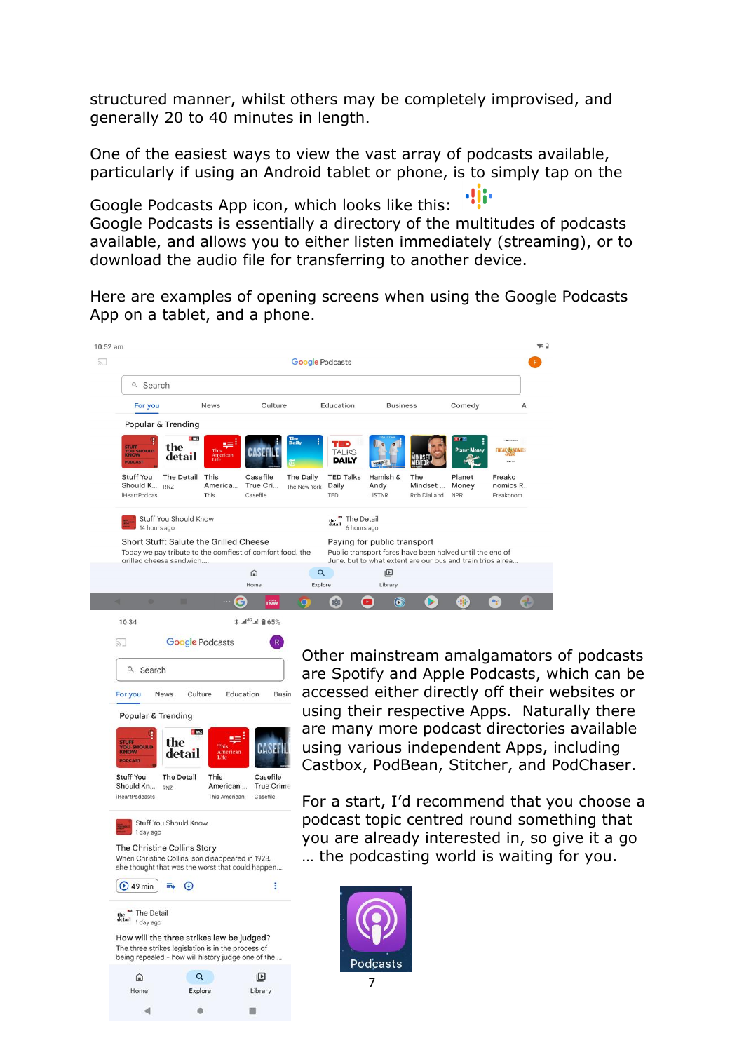structured manner, whilst others may be completely improvised, and generally 20 to 40 minutes in length.

One of the easiest ways to view the vast array of podcasts available, particularly if using an Android tablet or phone, is to simply tap on the Google Podcasts App icon, which looks like this:

Google Podcasts is essentially a directory of the multitudes of podcasts available, and allows you to either listen immediately (streaming), or to download the audio file for transferring to another device.

Here are examples of opening screens when using the Google Podcasts App on a tablet, and a phone.

Other mainstream amalgamators of podcasts are Spotify and Apple Podcasts, which can be accessed either directly off their websites or using their respective Apps. Naturally there are many more podcast directories available using various independent Apps, including Castbox, PodBean, Stitcher, and PodChaser.

For a start, I'd recommend that you choose a podcast topic centred round something that you are already interested in, so give it a go … the podcasting world is waiting for you.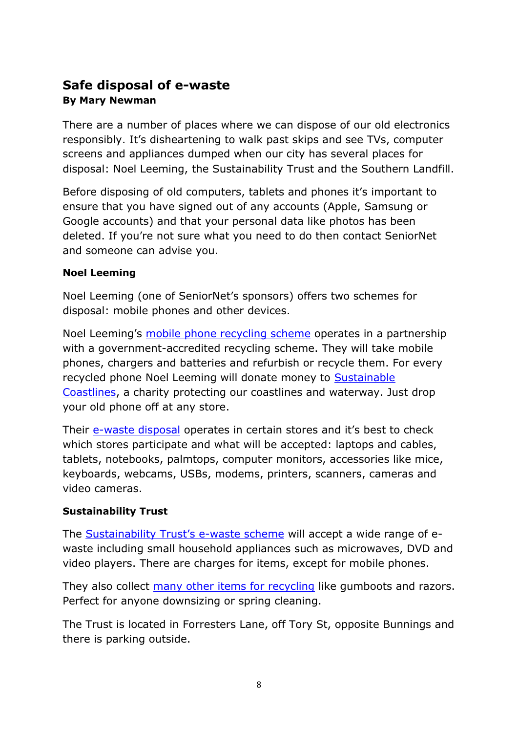## Safe disposal of e-waste

**By Mary Newman**

There are a number of places where we can dispose of our old electronics responsibly. It's disheartening to walk past skips and see TVs, computer screens and appliances dumped when our city has several places for disposal: Noel Leeming, the Sustainability Trust and the Southern Landfill.

Before disposing of old computers, tablets and phones it's important to ensure that you have signed out of any accounts (Apple, Samsung or Google accounts) and that your personal data like photos has been deleted. If you're not sure what you need to do then contact SeniorNet and someone can advise you.

### Noel Leeming

Noel Leeming (one of SeniorNet's sponsors) offers two schemes for disposal: mobile phones and other devices.

Noel Leeming's mobile phone recycling scheme operates in a partnership with a government-accredited recycling scheme. They will take mobile phones, chargers and batteries and refurbish or recycle them. For every recycled phone Noel Leeming will donate money to Sustainable Coastlines, a charity protecting our coastlines and waterway. Just drop your old phone off at any store.

Their e-waste disposal operates in certain stores and it's best to check which stores participate and what will be accepted: laptops and cables, tablets, notebooks, palmtops, computer monitors, accessories like mice, keyboards, webcams, USBs, modems, printers, scanners, cameras and video cameras.

### Sustainability Trust

The Sustainability Trust's e-waste scheme will accept a wide range of e-waste including small household appliances such as microwaves, DVD and video players. There are charges for items, except for mobile phones.

They also collect many other items for recycling like gumboots and razors. Perfect for anyone downsizing or spring cleaning.

The Trust is located in Forresters Lane, off Tory St, opposite Bunnings and there is parking outside.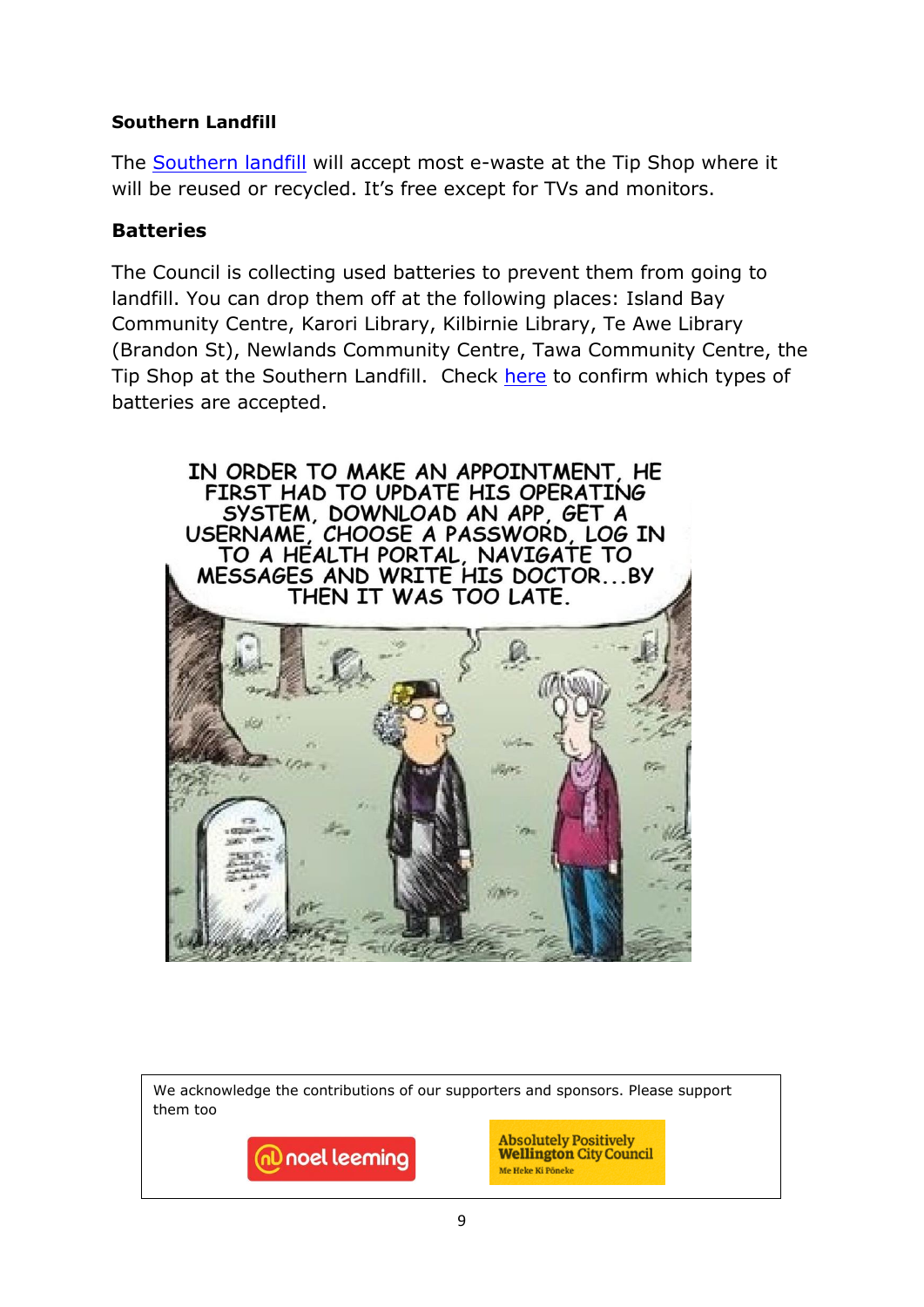**Southern Landfill**

The [Southern landfill]() will accept most e-waste at the Tip Shop where it will be reused or recycled. It's free except for TVs and monitors.

## Batteries

The Council is collecting used batteries to prevent them from going to landfill. You can drop them off at the following places: Island Bay Community Centre, Karori Library, Kilbirnie Library, Te Awe Library (Brandon St), Newlands Community Centre, Tawa Community Centre, the Tip Shop at the Southern Landfill. Check [here]() to confirm which types of batteries are accepted.

We acknowledge the contributions of our supporters and sponsors. Please support them too